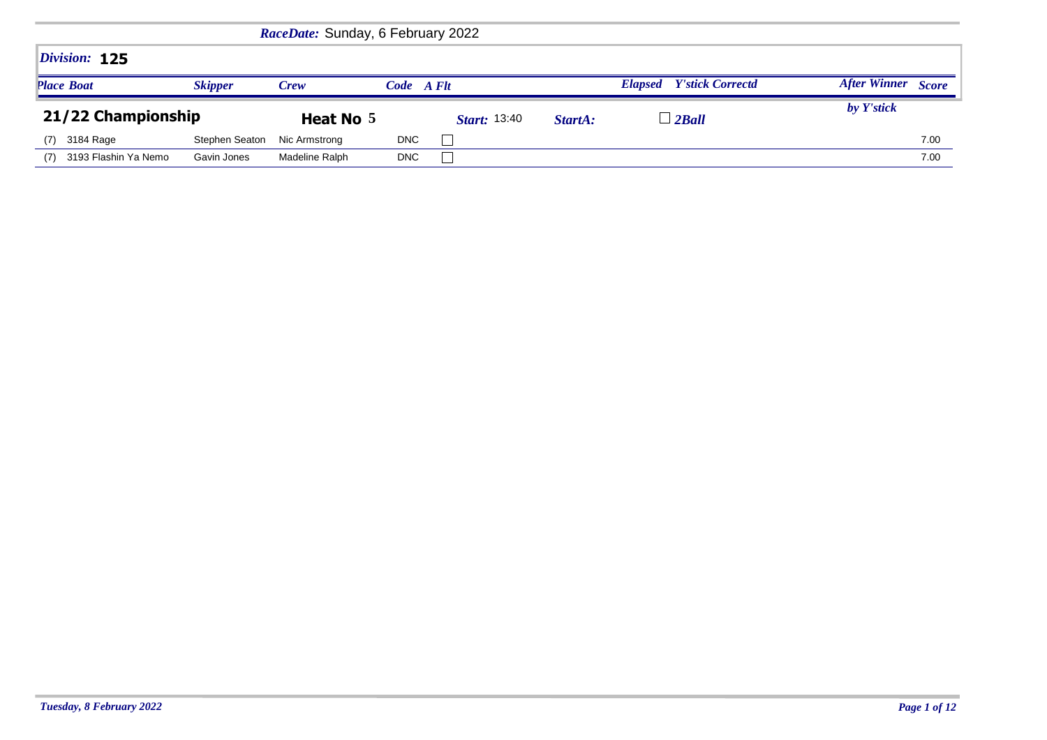**RaceDate:** Sunday, 6 February 2022

## Division: 125

## 21/22 Championship

**Heat No 5** | **Start:** 13:40 | **StartA:** | ☐ 2Ball

| Place | Boat | Skipper | Crew | Code | A Flt | Elapsed | Y'stick Correctd | After Winner by Y'stick | Score |
|---|---|---|---|---|---|---|---|---|---|
| (7) | 3184 Rage | Stephen Seaton | Nic Armstrong | DNC | ☐ | | | | 7.00 |
| (7) | 3193 Flashin Ya Nemo | Gavin Jones | Madeline Ralph | DNC | ☐ | | | | 7.00 |

*Tuesday, 8 February 2022*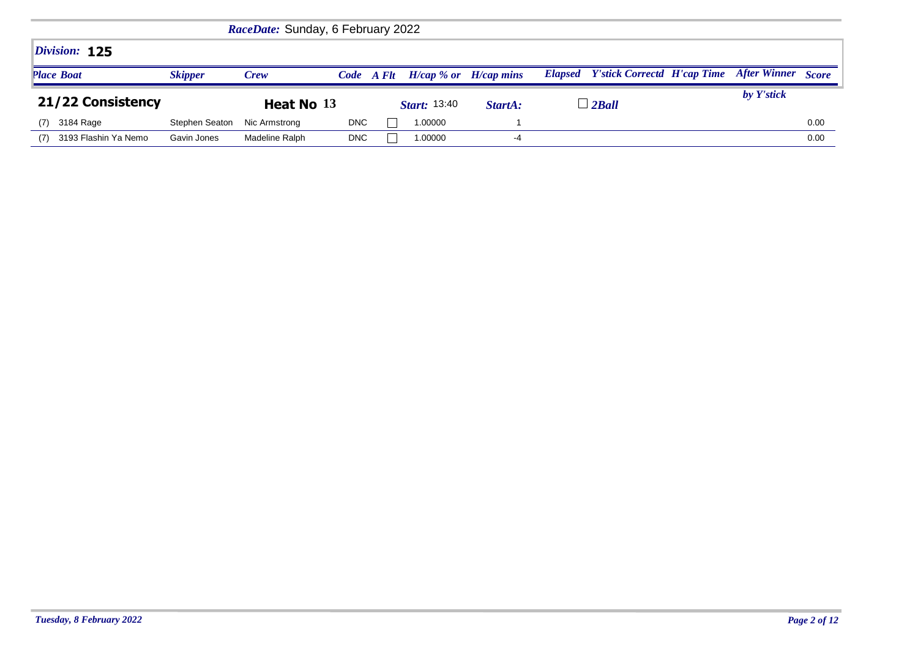**RaceDate:** Sunday, 6 February 2022

## Division: 125

| Place | Boat | Skipper | Crew | Code | A Flt | H/cap % or | H/cap mins | Elapsed | Y'stick Correctd | H'cap Time | After Winner by Y'stick | Score |
|---|---|---|---|---|---|---|---|---|---|---|---|---|
| **21/22 Consistency** | | | **Heat No 13** | | | **Start:** 13:40 | **StartA:** | | ☐ 2Ball | | | |
| (7) | 3184 Rage | Stephen Seaton | Nic Armstrong | DNC | ☐ | 1.00000 | 1 | | | | | 0.00 |
| (7) | 3193 Flashin Ya Nemo | Gavin Jones | Madeline Ralph | DNC | ☐ | 1.00000 | -4 | | | | | 0.00 |

*Tuesday, 8 February 2022*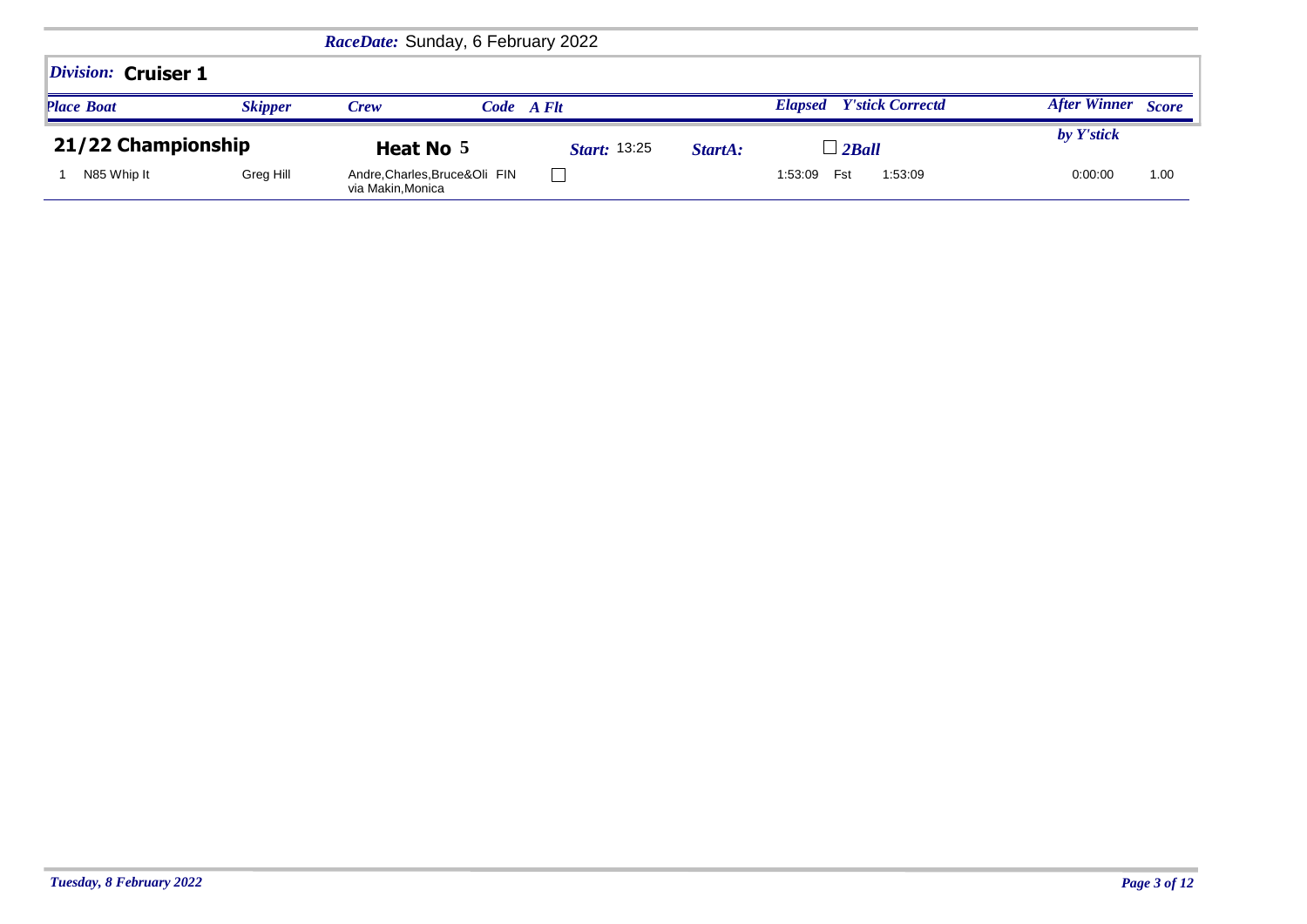*RaceDate:* Sunday, 6 February 2022

*Division:* **Cruiser 1**

## 21/22 Championship

**Heat No** 5 | *Start:* 13:25 | *StartA:* | ☐ *2Ball*

| *Place* | *Boat* | *Skipper* | *Crew* | *Code* | *A Flt* | *Elapsed* | *Y'stick* | *Correctd* | *After Winner by Y'stick* | *Score* |
|---|---|---|---|---|---|---|---|---|---|---|
| 1 | N85 Whip It | Greg Hill | Andre,Charles,Bruce&Olivia Makin,Monica | FIN | ☐ | 1:53:09 | Fst | 1:53:09 | 0:00:00 | 1.00 |

*Tuesday, 8 February 2022*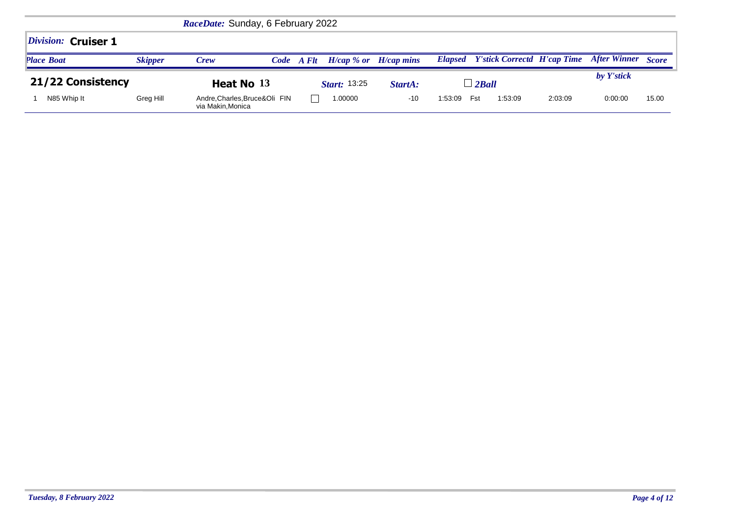*RaceDate:* Sunday, 6 February 2022

## *Division:* **Cruiser 1**

### 21/22 Consistency — **Heat No 13** — *Start:* 13:25 — *StartA:* — ☐ *2Ball*

| Place | Boat | Skipper | Crew | Code | A Flt | H/cap % or | H/cap mins | Elapsed | Y'stick | Correctd | H'cap Time | After Winner by Y'stick | Score |
|---|---|---|---|---|---|---|---|---|---|---|---|---|---|
| 1 | N85 Whip It | Greg Hill | Andre,Charles,Bruce&Olivia Makin,Monica | FIN | ☐ | 1.00000 | -10 | 1:53:09 | Fst | 1:53:09 | 2:03:09 | 0:00:00 | 15.00 |

*Tuesday, 8 February 2022*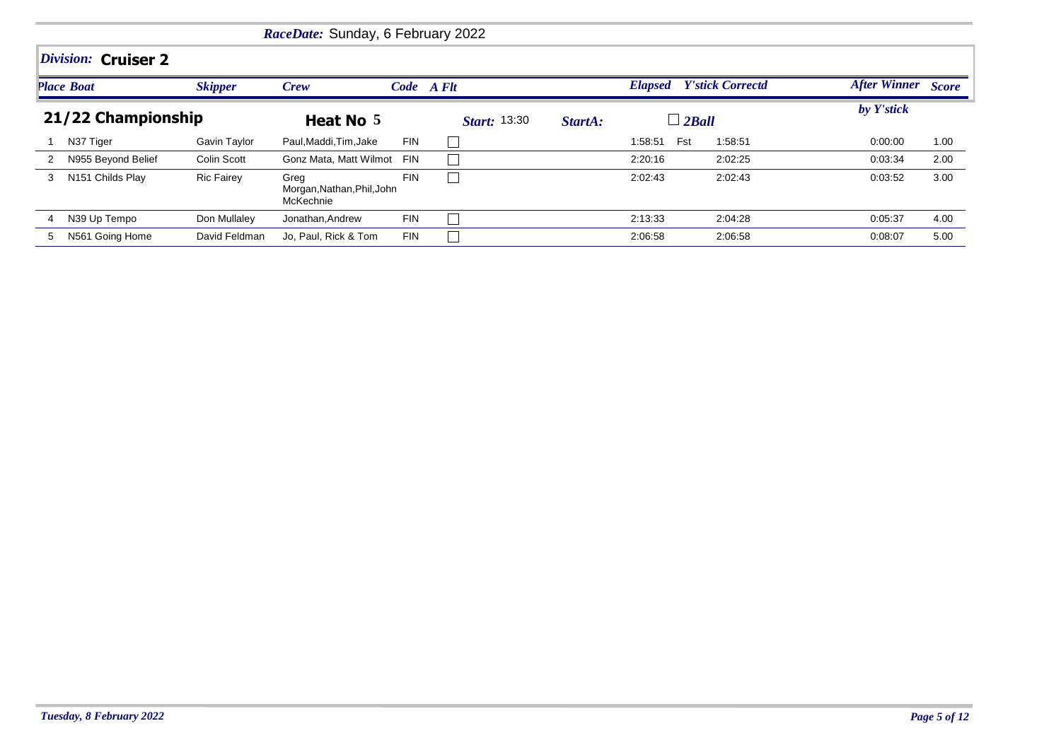*RaceDate:* Sunday, 6 February 2022

## *Division:* Cruiser 2

### 21/22 Championship

**Heat No** 5 | *Start:* 13:30 | *StartA:* | ☐ *2Ball*

| *Place* | *Boat* | *Skipper* | *Crew* | *Code* | *A Flt* | *Elapsed* | | *Y'stick Correctd* | *After Winner by Y'stick* | *Score* |
|---|---|---|---|---|---|---|---|---|---|---|
| 1 | N37 Tiger | Gavin Taylor | Paul,Maddi,Tim,Jake | FIN | ☐ | 1:58:51 | Fst | 1:58:51 | 0:00:00 | 1.00 |
| 2 | N955 Beyond Belief | Colin Scott | Gonz Mata, Matt Wilmot | FIN | ☐ | 2:20:16 | | 2:02:25 | 0:03:34 | 2.00 |
| 3 | N151 Childs Play | Ric Fairey | Greg Morgan,Nathan,Phil,John McKechnie | FIN | ☐ | 2:02:43 | | 2:02:43 | 0:03:52 | 3.00 |
| 4 | N39 Up Tempo | Don Mullaley | Jonathan,Andrew | FIN | ☐ | 2:13:33 | | 2:04:28 | 0:05:37 | 4.00 |
| 5 | N561 Going Home | David Feldman | Jo, Paul, Rick & Tom | FIN | ☐ | 2:06:58 | | 2:06:58 | 0:08:07 | 5.00 |

*Tuesday, 8 February 2022*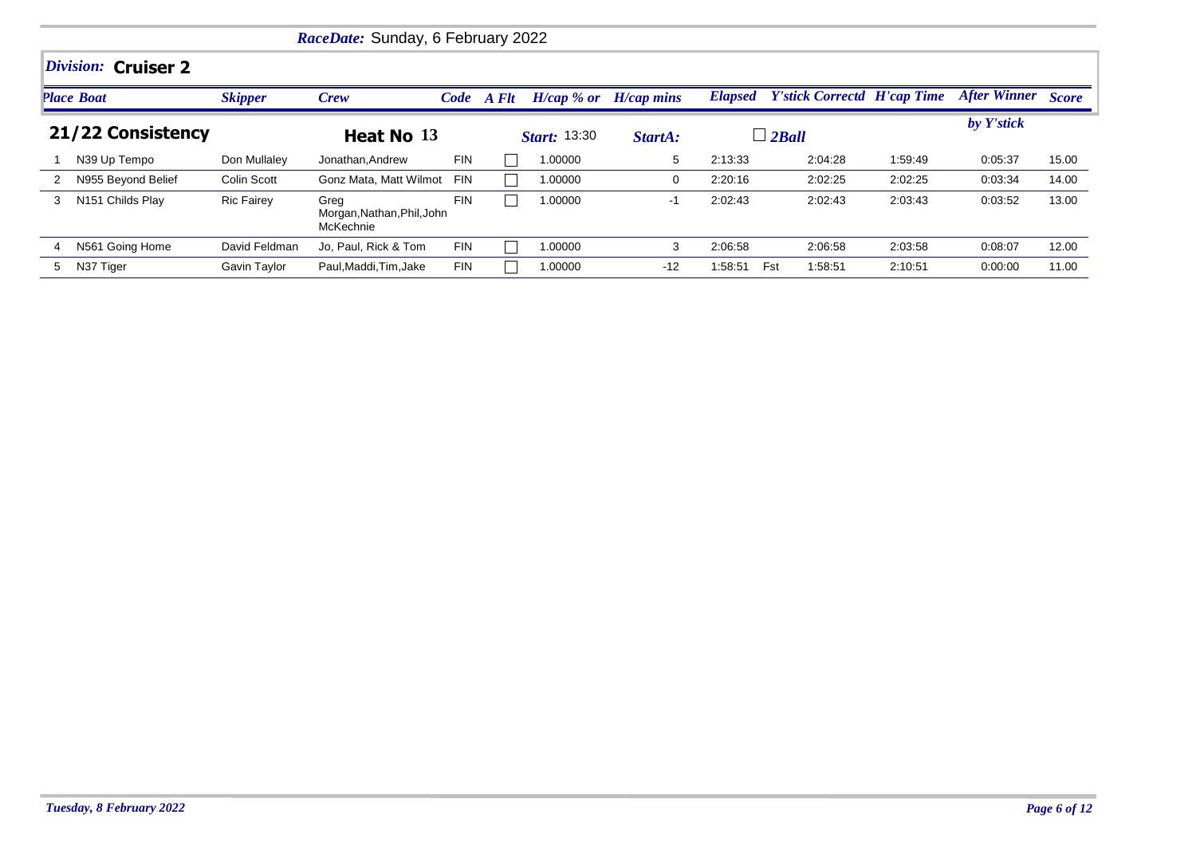*RaceDate:* Sunday, 6 February 2022

## *Division:* Cruiser 2

### 21/22 Consistency — Heat No 13

*Start:* 13:30 *StartA:* ☐ *2Ball*

| Place | Boat | Skipper | Crew | Code | A Flt | H/cap % or | H/cap mins | Elapsed | | Y'stick Correctd | H'cap Time | After Winner by Y'stick | Score |
|---|---|---|---|---|---|---|---|---|---|---|---|---|---|
| 1 | N39 Up Tempo | Don Mullaley | Jonathan,Andrew | FIN | ☐ | 1.00000 | 5 | 2:13:33 | | 2:04:28 | 1:59:49 | 0:05:37 | 15.00 |
| 2 | N955 Beyond Belief | Colin Scott | Gonz Mata, Matt Wilmot | FIN | ☐ | 1.00000 | 0 | 2:20:16 | | 2:02:25 | 2:02:25 | 0:03:34 | 14.00 |
| 3 | N151 Childs Play | Ric Fairey | Greg Morgan,Nathan,Phil,John McKechnie | FIN | ☐ | 1.00000 | -1 | 2:02:43 | | 2:02:43 | 2:03:43 | 0:03:52 | 13.00 |
| 4 | N561 Going Home | David Feldman | Jo, Paul, Rick & Tom | FIN | ☐ | 1.00000 | 3 | 2:06:58 | | 2:06:58 | 2:03:58 | 0:08:07 | 12.00 |
| 5 | N37 Tiger | Gavin Taylor | Paul,Maddi,Tim,Jake | FIN | ☐ | 1.00000 | -12 | 1:58:51 | Fst | 1:58:51 | 2:10:51 | 0:00:00 | 11.00 |

*Tuesday, 8 February 2022*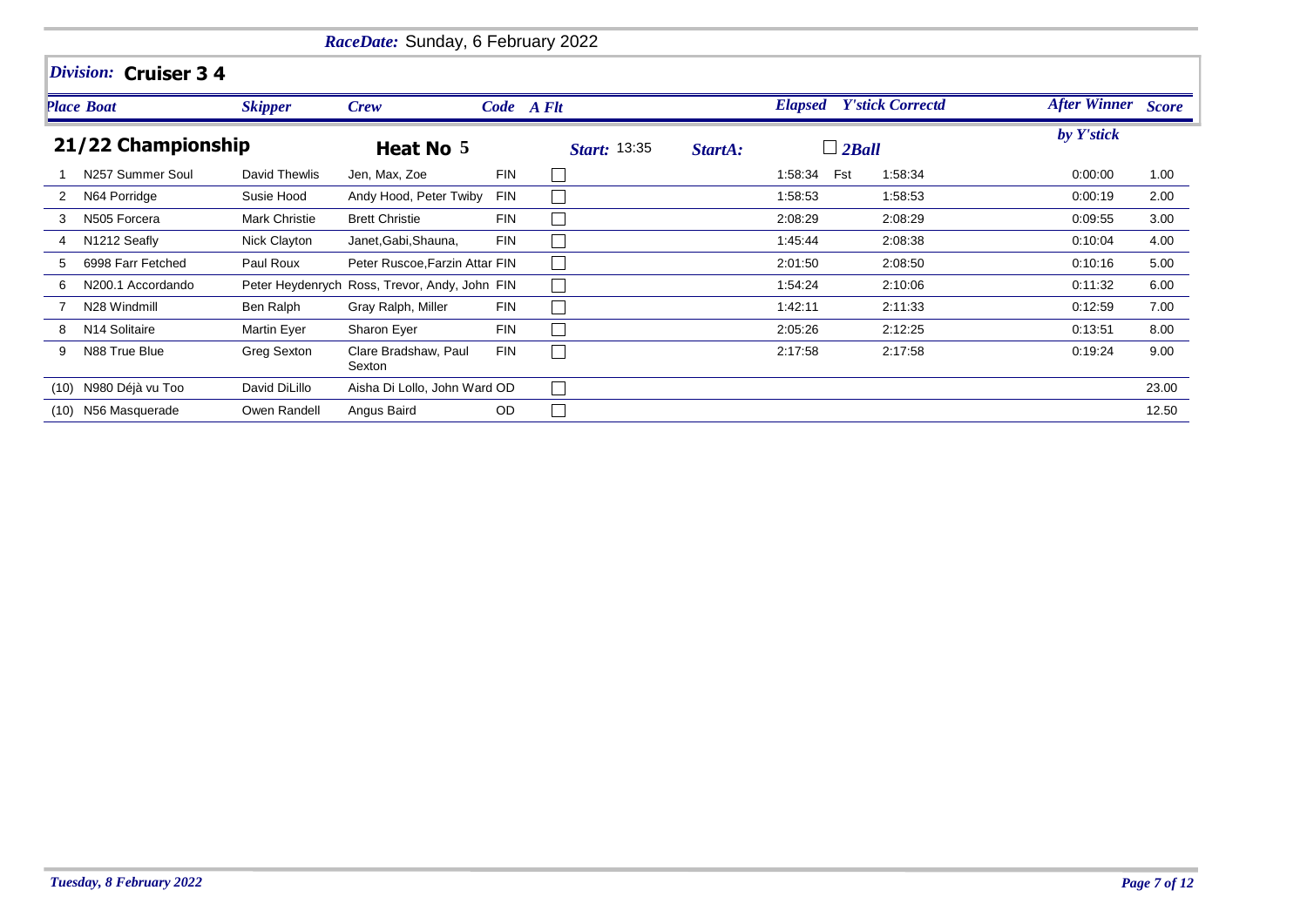*RaceDate:* Sunday, 6 February 2022

*Division:* **Cruiser 3 4**

**21/22 Championship** — **Heat No 5** — *Start:* 13:35 — *StartA:* — ☐ *2Ball*

| *Place* | *Boat* | *Skipper* | *Crew* | *Code* | *A Flt* | *Elapsed* | | *Y'stick Correctd* | *After Winner by Y'stick* | *Score* |
|---|---|---|---|---|---|---|---|---|---|---|
| 1 | N257 Summer Soul | David Thewlis | Jen, Max, Zoe | FIN | ☐ | 1:58:34 | Fst | 1:58:34 | 0:00:00 | 1.00 |
| 2 | N64 Porridge | Susie Hood | Andy Hood, Peter Twiby | FIN | ☐ | 1:58:53 | | 1:58:53 | 0:00:19 | 2.00 |
| 3 | N505 Forcera | Mark Christie | Brett Christie | FIN | ☐ | 2:08:29 | | 2:08:29 | 0:09:55 | 3.00 |
| 4 | N1212 Seafly | Nick Clayton | Janet,Gabi,Shauna, | FIN | ☐ | 1:45:44 | | 2:08:38 | 0:10:04 | 4.00 |
| 5 | 6998 Farr Fetched | Paul Roux | Peter Ruscoe,Farzin Attar | FIN | ☐ | 2:01:50 | | 2:08:50 | 0:10:16 | 5.00 |
| 6 | N200.1 Accordando | Peter Heydenrych | Ross, Trevor, Andy, John | FIN | ☐ | 1:54:24 | | 2:10:06 | 0:11:32 | 6.00 |
| 7 | N28 Windmill | Ben Ralph | Gray Ralph, Miller | FIN | ☐ | 1:42:11 | | 2:11:33 | 0:12:59 | 7.00 |
| 8 | N14 Solitaire | Martin Eyer | Sharon Eyer | FIN | ☐ | 2:05:26 | | 2:12:25 | 0:13:51 | 8.00 |
| 9 | N88 True Blue | Greg Sexton | Clare Bradshaw, Paul Sexton | FIN | ☐ | 2:17:58 | | 2:17:58 | 0:19:24 | 9.00 |
| (10) | N980 Déjà vu Too | David DiLillo | Aisha Di Lollo, John Ward | OD | ☐ | | | | | 23.00 |
| (10) | N56 Masquerade | Owen Randell | Angus Baird | OD | ☐ | | | | | 12.50 |

*Tuesday, 8 February 2022*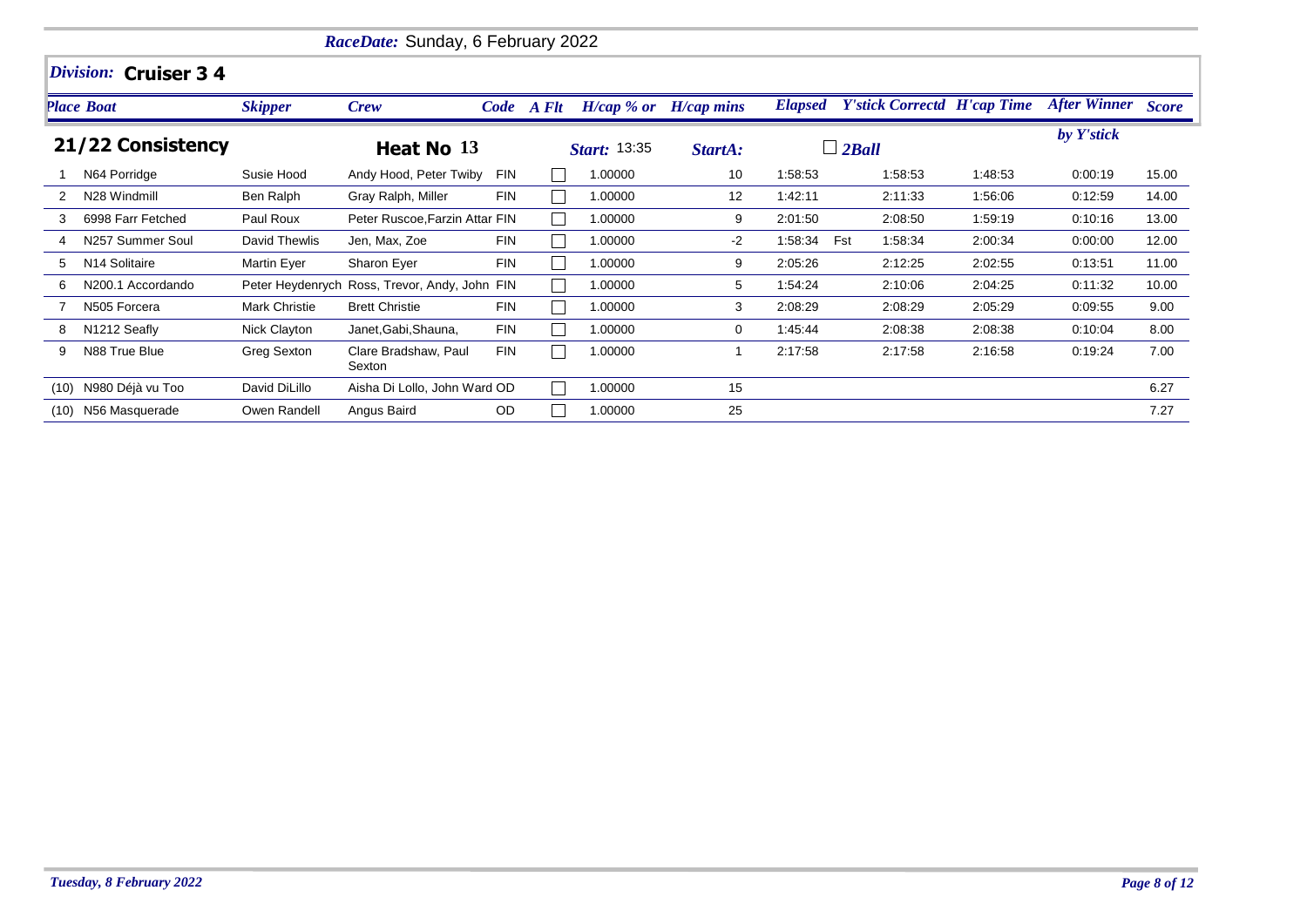*RaceDate:* Sunday, 6 February 2022

## *Division:* Cruiser 3 4

### 21/22 Consistency — Heat No 13 — *Start:* 13:35 — *StartA:* — ☐ *2Ball*

| Place | Boat | Skipper | Crew | Code | A Flt | H/cap % or | H/cap mins | Elapsed | | Y'stick Correctd | H'cap Time | After Winner by Y'stick | Score |
|---|---|---|---|---|---|---|---|---|---|---|---|---|---|
| 1 | N64 Porridge | Susie Hood | Andy Hood, Peter Twiby | FIN | ☐ | 1.00000 | 10 | 1:58:53 | | 1:58:53 | 1:48:53 | 0:00:19 | 15.00 |
| 2 | N28 Windmill | Ben Ralph | Gray Ralph, Miller | FIN | ☐ | 1.00000 | 12 | 1:42:11 | | 2:11:33 | 1:56:06 | 0:12:59 | 14.00 |
| 3 | 6998 Farr Fetched | Paul Roux | Peter Ruscoe,Farzin Attar | FIN | ☐ | 1.00000 | 9 | 2:01:50 | | 2:08:50 | 1:59:19 | 0:10:16 | 13.00 |
| 4 | N257 Summer Soul | David Thewlis | Jen, Max, Zoe | FIN | ☐ | 1.00000 | -2 | 1:58:34 | Fst | 1:58:34 | 2:00:34 | 0:00:00 | 12.00 |
| 5 | N14 Solitaire | Martin Eyer | Sharon Eyer | FIN | ☐ | 1.00000 | 9 | 2:05:26 | | 2:12:25 | 2:02:55 | 0:13:51 | 11.00 |
| 6 | N200.1 Accordando | Peter Heydenrych | Ross, Trevor, Andy, John | FIN | ☐ | 1.00000 | 5 | 1:54:24 | | 2:10:06 | 2:04:25 | 0:11:32 | 10.00 |
| 7 | N505 Forcera | Mark Christie | Brett Christie | FIN | ☐ | 1.00000 | 3 | 2:08:29 | | 2:08:29 | 2:05:29 | 0:09:55 | 9.00 |
| 8 | N1212 Seafly | Nick Clayton | Janet,Gabi,Shauna, | FIN | ☐ | 1.00000 | 0 | 1:45:44 | | 2:08:38 | 2:08:38 | 0:10:04 | 8.00 |
| 9 | N88 True Blue | Greg Sexton | Clare Bradshaw, Paul Sexton | FIN | ☐ | 1.00000 | 1 | 2:17:58 | | 2:17:58 | 2:16:58 | 0:19:24 | 7.00 |
| (10) | N980 Déjà vu Too | David DiLillo | Aisha Di Lollo, John Ward | OD | ☐ | 1.00000 | 15 | | | | | | 6.27 |
| (10) | N56 Masquerade | Owen Randell | Angus Baird | OD | ☐ | 1.00000 | 25 | | | | | | 7.27 |

*Tuesday, 8 February 2022*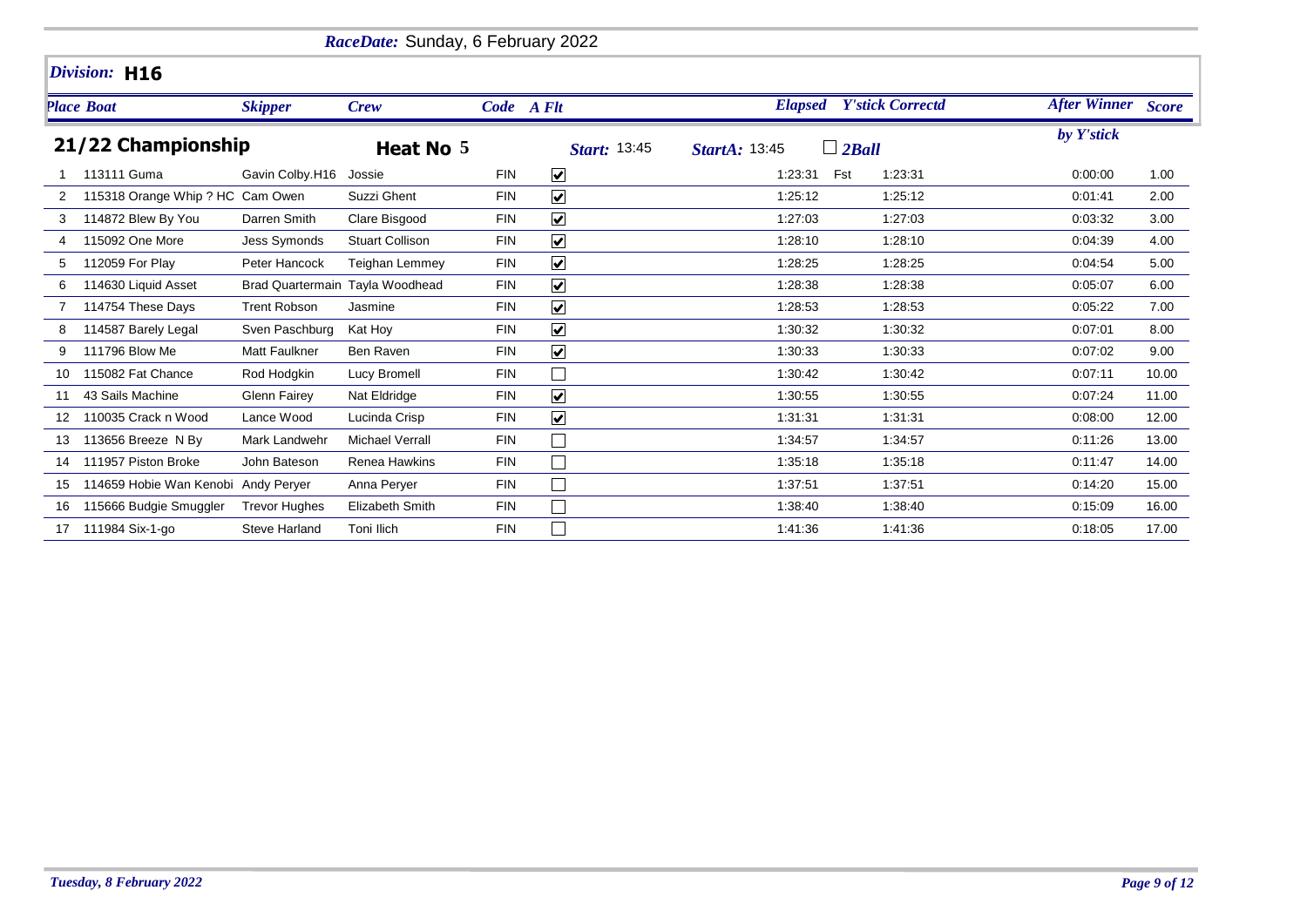*RaceDate:* Sunday, 6 February 2022

*Division:* **H16**

## 21/22 Championship

**Heat No 5** — *Start:* 13:45 — *StartA:* 13:45 — ☐ *2Ball*

| Place | Boat | Skipper | Crew | Code | A Flt | Elapsed | | Y'stick Correctd | After Winner by Y'stick | Score |
|---|---|---|---|---|---|---|---|---|---|---|
| 1 | 113111 Guma | Gavin Colby.H16 | Jossie | FIN | ☑ | 1:23:31 | Fst | 1:23:31 | 0:00:00 | 1.00 |
| 2 | 115318 Orange Whip ? HC | Cam Owen | Suzzi Ghent | FIN | ☑ | 1:25:12 | | 1:25:12 | 0:01:41 | 2.00 |
| 3 | 114872 Blew By You | Darren Smith | Clare Bisgood | FIN | ☑ | 1:27:03 | | 1:27:03 | 0:03:32 | 3.00 |
| 4 | 115092 One More | Jess Symonds | Stuart Collison | FIN | ☑ | 1:28:10 | | 1:28:10 | 0:04:39 | 4.00 |
| 5 | 112059 For Play | Peter Hancock | Teighan Lemmey | FIN | ☑ | 1:28:25 | | 1:28:25 | 0:04:54 | 5.00 |
| 6 | 114630 Liquid Asset | Brad Quartermain | Tayla Woodhead | FIN | ☑ | 1:28:38 | | 1:28:38 | 0:05:07 | 6.00 |
| 7 | 114754 These Days | Trent Robson | Jasmine | FIN | ☑ | 1:28:53 | | 1:28:53 | 0:05:22 | 7.00 |
| 8 | 114587 Barely Legal | Sven Paschburg | Kat Hoy | FIN | ☑ | 1:30:32 | | 1:30:32 | 0:07:01 | 8.00 |
| 9 | 111796 Blow Me | Matt Faulkner | Ben Raven | FIN | ☑ | 1:30:33 | | 1:30:33 | 0:07:02 | 9.00 |
| 10 | 115082 Fat Chance | Rod Hodgkin | Lucy Bromell | FIN | ☐ | 1:30:42 | | 1:30:42 | 0:07:11 | 10.00 |
| 11 | 43 Sails Machine | Glenn Fairey | Nat Eldridge | FIN | ☑ | 1:30:55 | | 1:30:55 | 0:07:24 | 11.00 |
| 12 | 110035 Crack n Wood | Lance Wood | Lucinda Crisp | FIN | ☑ | 1:31:31 | | 1:31:31 | 0:08:00 | 12.00 |
| 13 | 113656 Breeze N By | Mark Landwehr | Michael Verrall | FIN | ☐ | 1:34:57 | | 1:34:57 | 0:11:26 | 13.00 |
| 14 | 111957 Piston Broke | John Bateson | Renea Hawkins | FIN | ☐ | 1:35:18 | | 1:35:18 | 0:11:47 | 14.00 |
| 15 | 114659 Hobie Wan Kenobi | Andy Peryer | Anna Peryer | FIN | ☐ | 1:37:51 | | 1:37:51 | 0:14:20 | 15.00 |
| 16 | 115666 Budgie Smuggler | Trevor Hughes | Elizabeth Smith | FIN | ☐ | 1:38:40 | | 1:38:40 | 0:15:09 | 16.00 |
| 17 | 111984 Six-1-go | Steve Harland | Toni Ilich | FIN | ☐ | 1:41:36 | | 1:41:36 | 0:18:05 | 17.00 |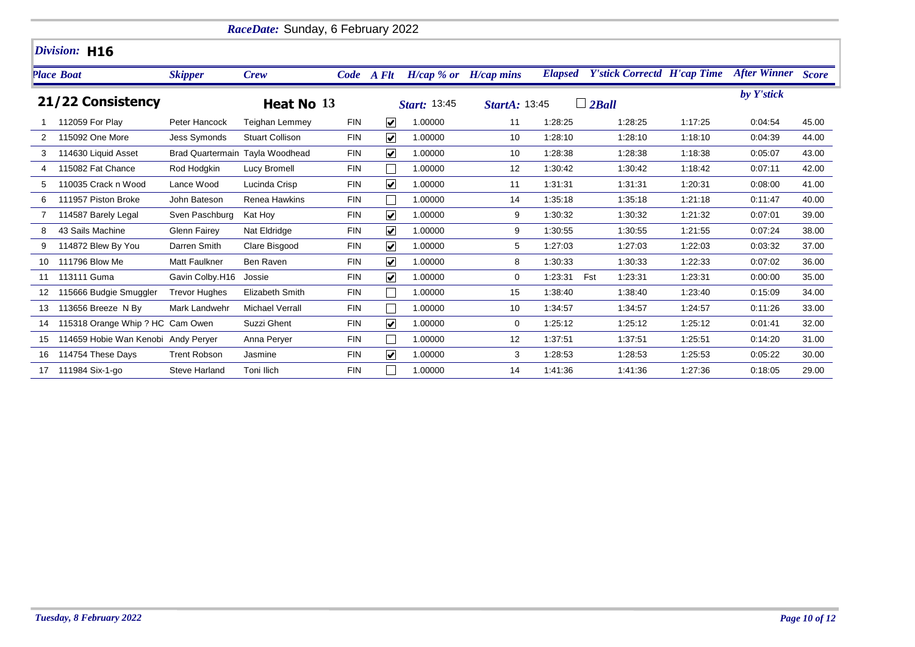*RaceDate:* Sunday, 6 February 2022

## *Division:* H16

**21/22 Consistency** — **Heat No 13** — *Start:* 13:45 — *StartA:* 13:45 — ☐ *2Ball*

| Place | Boat | Skipper | Crew | Code | A Flt | H/cap % or | H/cap mins | Elapsed | | Y'stick Correctd | H'cap Time | After Winner by Y'stick | Score |
|---|---|---|---|---|---|---|---|---|---|---|---|---|---|
| 1 | 112059 For Play | Peter Hancock | Teighan Lemmey | FIN | ☑ | 1.00000 | 11 | 1:28:25 | | 1:28:25 | 1:17:25 | 0:04:54 | 45.00 |
| 2 | 115092 One More | Jess Symonds | Stuart Collison | FIN | ☑ | 1.00000 | 10 | 1:28:10 | | 1:28:10 | 1:18:10 | 0:04:39 | 44.00 |
| 3 | 114630 Liquid Asset | Brad Quartermain | Tayla Woodhead | FIN | ☑ | 1.00000 | 10 | 1:28:38 | | 1:28:38 | 1:18:38 | 0:05:07 | 43.00 |
| 4 | 115082 Fat Chance | Rod Hodgkin | Lucy Bromell | FIN | ☐ | 1.00000 | 12 | 1:30:42 | | 1:30:42 | 1:18:42 | 0:07:11 | 42.00 |
| 5 | 110035 Crack n Wood | Lance Wood | Lucinda Crisp | FIN | ☑ | 1.00000 | 11 | 1:31:31 | | 1:31:31 | 1:20:31 | 0:08:00 | 41.00 |
| 6 | 111957 Piston Broke | John Bateson | Renea Hawkins | FIN | ☐ | 1.00000 | 14 | 1:35:18 | | 1:35:18 | 1:21:18 | 0:11:47 | 40.00 |
| 7 | 114587 Barely Legal | Sven Paschburg | Kat Hoy | FIN | ☑ | 1.00000 | 9 | 1:30:32 | | 1:30:32 | 1:21:32 | 0:07:01 | 39.00 |
| 8 | 43 Sails Machine | Glenn Fairey | Nat Eldridge | FIN | ☑ | 1.00000 | 9 | 1:30:55 | | 1:30:55 | 1:21:55 | 0:07:24 | 38.00 |
| 9 | 114872 Blew By You | Darren Smith | Clare Bisgood | FIN | ☑ | 1.00000 | 5 | 1:27:03 | | 1:27:03 | 1:22:03 | 0:03:32 | 37.00 |
| 10 | 111796 Blow Me | Matt Faulkner | Ben Raven | FIN | ☑ | 1.00000 | 8 | 1:30:33 | | 1:30:33 | 1:22:33 | 0:07:02 | 36.00 |
| 11 | 113111 Guma | Gavin Colby.H16 | Jossie | FIN | ☑ | 1.00000 | 0 | 1:23:31 | Fst | 1:23:31 | 1:23:31 | 0:00:00 | 35.00 |
| 12 | 115666 Budgie Smuggler | Trevor Hughes | Elizabeth Smith | FIN | ☐ | 1.00000 | 15 | 1:38:40 | | 1:38:40 | 1:23:40 | 0:15:09 | 34.00 |
| 13 | 113656 Breeze N By | Mark Landwehr | Michael Verrall | FIN | ☐ | 1.00000 | 10 | 1:34:57 | | 1:34:57 | 1:24:57 | 0:11:26 | 33.00 |
| 14 | 115318 Orange Whip ? HC | Cam Owen | Suzzi Ghent | FIN | ☑ | 1.00000 | 0 | 1:25:12 | | 1:25:12 | 1:25:12 | 0:01:41 | 32.00 |
| 15 | 114659 Hobie Wan Kenobi | Andy Peryer | Anna Peryer | FIN | ☐ | 1.00000 | 12 | 1:37:51 | | 1:37:51 | 1:25:51 | 0:14:20 | 31.00 |
| 16 | 114754 These Days | Trent Robson | Jasmine | FIN | ☑ | 1.00000 | 3 | 1:28:53 | | 1:28:53 | 1:25:53 | 0:05:22 | 30.00 |
| 17 | 111984 Six-1-go | Steve Harland | Toni Ilich | FIN | ☐ | 1.00000 | 14 | 1:41:36 | | 1:41:36 | 1:27:36 | 0:18:05 | 29.00 |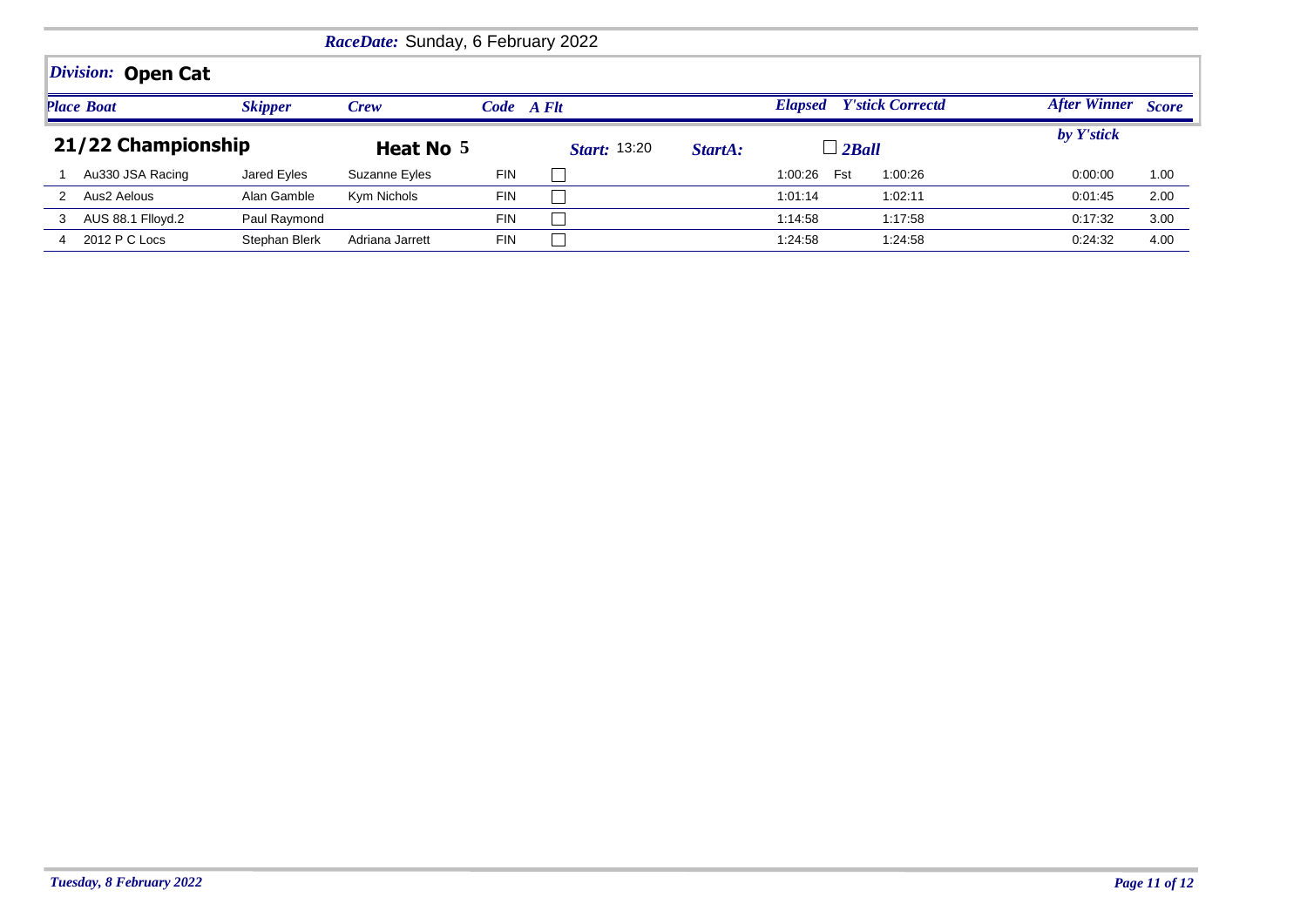*RaceDate:* Sunday, 6 February 2022

## *Division:* **Open Cat**

### 21/22 Championship — Heat No 5

*Start:* 13:20 *StartA:* ☐ *2Ball*

| Place | Boat | Skipper | Crew | Code | A Flt | Elapsed | | Y'stick Correctd | After Winner by Y'stick | Score |
|---|---|---|---|---|---|---|---|---|---|---|
| 1 | Au330 JSA Racing | Jared Eyles | Suzanne Eyles | FIN | ☐ | 1:00:26 | Fst | 1:00:26 | 0:00:00 | 1.00 |
| 2 | Aus2 Aelous | Alan Gamble | Kym Nichols | FIN | ☐ | 1:01:14 | | 1:02:11 | 0:01:45 | 2.00 |
| 3 | AUS 88.1 Flloyd.2 | Paul Raymond | | FIN | ☐ | 1:14:58 | | 1:17:58 | 0:17:32 | 3.00 |
| 4 | 2012 P C Locs | Stephan Blerk | Adriana Jarrett | FIN | ☐ | 1:24:58 | | 1:24:58 | 0:24:32 | 4.00 |

*Tuesday, 8 February 2022*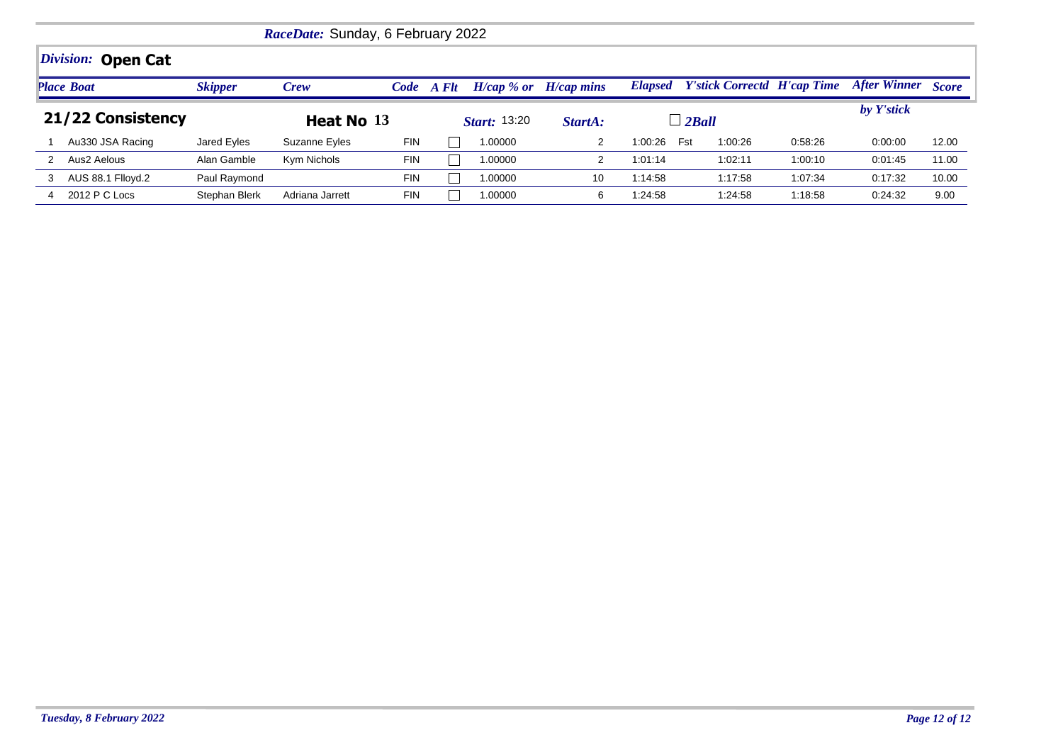*RaceDate:* Sunday, 6 February 2022

## *Division:* **Open Cat**

### 21/22 Consistency — Heat No 13 — *Start:* 13:20 — *StartA:* — ☐ *2Ball*

| Place | Boat | Skipper | Crew | Code | A Flt | H/cap % or | H/cap mins | Elapsed | | Y'stick Correctd | H'cap Time | After Winner by Y'stick | Score |
|---|---|---|---|---|---|---|---|---|---|---|---|---|---|
| 1 | Au330 JSA Racing | Jared Eyles | Suzanne Eyles | FIN | ☐ | 1.00000 | 2 | 1:00:26 | Fst | 1:00:26 | 0:58:26 | 0:00:00 | 12.00 |
| 2 | Aus2 Aelous | Alan Gamble | Kym Nichols | FIN | ☐ | 1.00000 | 2 | 1:01:14 | | 1:02:11 | 1:00:10 | 0:01:45 | 11.00 |
| 3 | AUS 88.1 Flloyd.2 | Paul Raymond | | FIN | ☐ | 1.00000 | 10 | 1:14:58 | | 1:17:58 | 1:07:34 | 0:17:32 | 10.00 |
| 4 | 2012 P C Locs | Stephan Blerk | Adriana Jarrett | FIN | ☐ | 1.00000 | 6 | 1:24:58 | | 1:24:58 | 1:18:58 | 0:24:32 | 9.00 |

*Tuesday, 8 February 2022*